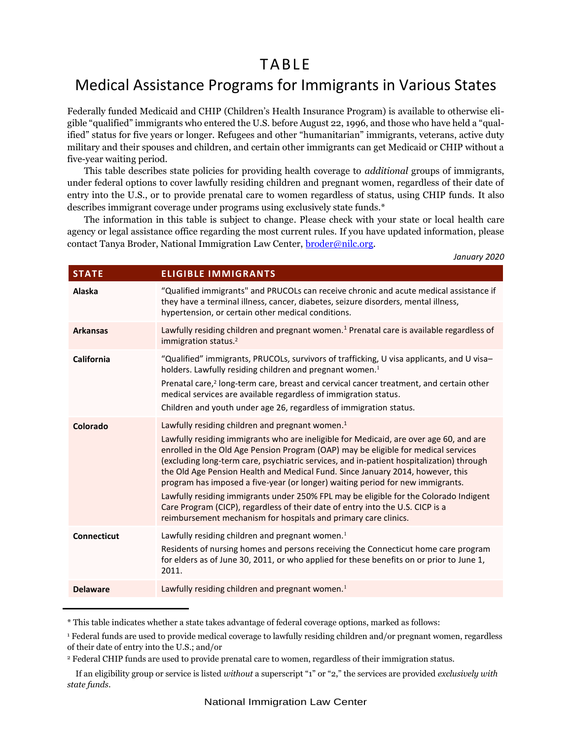# TABLE

## Medical Assistance Programs for Immigrants in Various States

Federally funded Medicaid and CHIP (Children's Health Insurance Program) is available to otherwise eligible "qualified" immigrants who entered the U.S. before August 22, 1996, and those who have held a "qualified" status for five years or longer. Refugees and other "humanitarian" immigrants, veterans, active duty military and their spouses and children, and certain other immigrants can get Medicaid or CHIP without a five-year waiting period.

This table describes state policies for providing health coverage to *additional* groups of immigrants, under federal options to cover lawfully residing children and pregnant women, regardless of their date of entry into the U.S., or to provide prenatal care to women regardless of status, using CHIP funds. It also describes immigrant coverage under programs using exclusively state funds.*

The information in this table is subject to change. Please check with your state or local health care agency or legal assistance office regarding the most current rules. If you have updated information, please contact Tanya Broder, National Immigration Law Center, [broder@nilc.org](mailto:broder@nilc.org).

*January 2020*

| STATE | ELIGIBLE IMMIGRANTS |
|---|---|
| **Alaska** | "Qualified immigrants" and PRUCOLs can receive chronic and acute medical assistance if they have a terminal illness, cancer, diabetes, seizure disorders, mental illness, hypertension, or certain other medical conditions. |
| **Arkansas** | Lawfully residing children and pregnant women.[1] Prenatal care is available regardless of immigration status.[2] |
| **California** | "Qualified" immigrants, PRUCOLs, survivors of trafficking, U visa applicants, and U visa–holders. Lawfully residing children and pregnant women.[1]<br>Prenatal care,[2] long-term care, breast and cervical cancer treatment, and certain other medical services are available regardless of immigration status.<br>Children and youth under age 26, regardless of immigration status. |
| **Colorado** | Lawfully residing children and pregnant women.[1]<br>Lawfully residing immigrants who are ineligible for Medicaid, are over age 60, and are enrolled in the Old Age Pension Program (OAP) may be eligible for medical services (excluding long-term care, psychiatric services, and in-patient hospitalization) through the Old Age Pension Health and Medical Fund. Since January 2014, however, this program has imposed a five-year (or longer) waiting period for new immigrants.<br>Lawfully residing immigrants under 250% FPL may be eligible for the Colorado Indigent Care Program (CICP), regardless of their date of entry into the U.S. CICP is a reimbursement mechanism for hospitals and primary care clinics. |
| **Connecticut** | Lawfully residing children and pregnant women.[1]<br>Residents of nursing homes and persons receiving the Connecticut home care program for elders as of June 30, 2011, or who applied for these benefits on or prior to June 1, 2011. |
| **Delaware** | Lawfully residing children and pregnant women.[1] |

---

* This table indicates whether a state takes advantage of federal coverage options, marked as follows:

[1] Federal funds are used to provide medical coverage to lawfully residing children and/or pregnant women, regardless of their date of entry into the U.S.; and/or

[2] Federal CHIP funds are used to provide prenatal care to women, regardless of their immigration status.

If an eligibility group or service is listed *without* a superscript "1" or "2," the services are provided *exclusively with state funds*.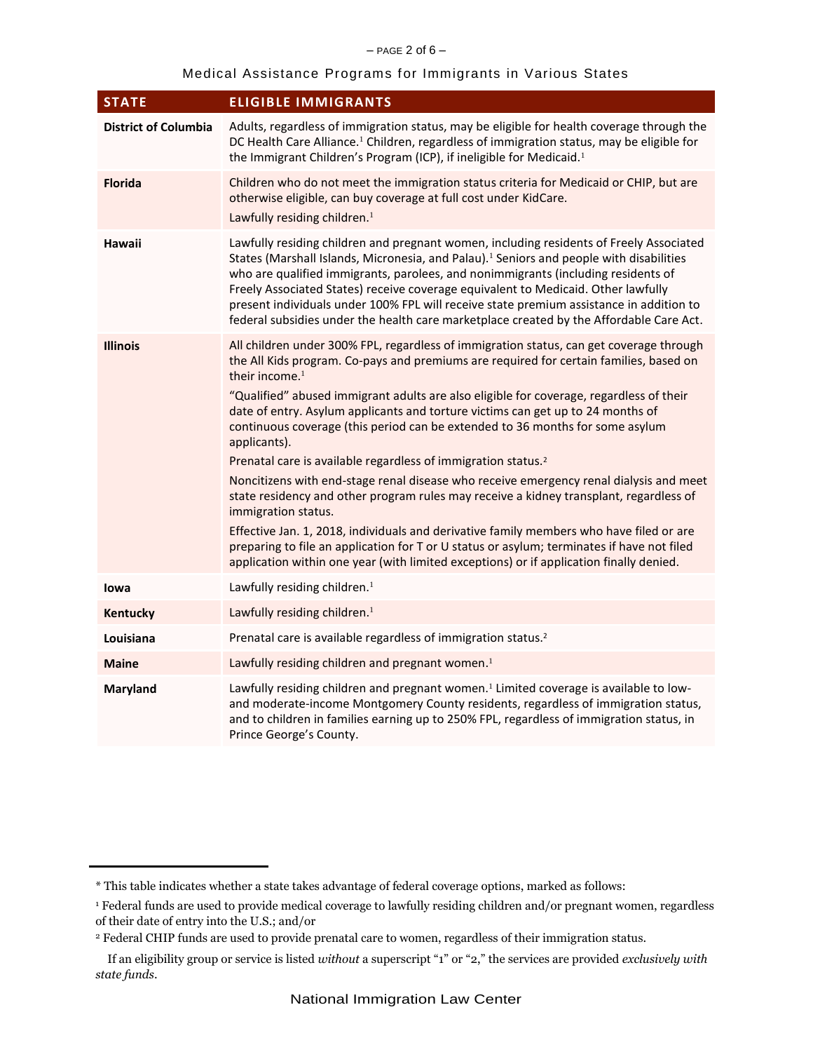Medical Assistance Programs for Immigrants in Various States

| STATE | ELIGIBLE IMMIGRANTS |
|---|---|
| **District of Columbia** | Adults, regardless of immigration status, may be eligible for health coverage through the DC Health Care Alliance.[1] Children, regardless of immigration status, may be eligible for the Immigrant Children's Program (ICP), if ineligible for Medicaid.[1] |
| **Florida** | Children who do not meet the immigration status criteria for Medicaid or CHIP, but are otherwise eligible, can buy coverage at full cost under KidCare.<br>Lawfully residing children.[1] |
| **Hawaii** | Lawfully residing children and pregnant women, including residents of Freely Associated States (Marshall Islands, Micronesia, and Palau).[1] Seniors and people with disabilities who are qualified immigrants, parolees, and nonimmigrants (including residents of Freely Associated States) receive coverage equivalent to Medicaid. Other lawfully present individuals under 100% FPL will receive state premium assistance in addition to federal subsidies under the health care marketplace created by the Affordable Care Act. |
| **Illinois** | All children under 300% FPL, regardless of immigration status, can get coverage through the All Kids program. Co-pays and premiums are required for certain families, based on their income.[1]<br>"Qualified" abused immigrant adults are also eligible for coverage, regardless of their date of entry. Asylum applicants and torture victims can get up to 24 months of continuous coverage (this period can be extended to 36 months for some asylum applicants).<br>Prenatal care is available regardless of immigration status.[2]<br>Noncitizens with end-stage renal disease who receive emergency renal dialysis and meet state residency and other program rules may receive a kidney transplant, regardless of immigration status.<br>Effective Jan. 1, 2018, individuals and derivative family members who have filed or are preparing to file an application for T or U status or asylum; terminates if have not filed application within one year (with limited exceptions) or if application finally denied. |
| **Iowa** | Lawfully residing children.[1] |
| **Kentucky** | Lawfully residing children.[1] |
| **Louisiana** | Prenatal care is available regardless of immigration status.[2] |
| **Maine** | Lawfully residing children and pregnant women.[1] |
| **Maryland** | Lawfully residing children and pregnant women.[1] Limited coverage is available to low- and moderate-income Montgomery County residents, regardless of immigration status, and to children in families earning up to 250% FPL, regardless of immigration status, in Prince George's County. |

* This table indicates whether a state takes advantage of federal coverage options, marked as follows:

[1] Federal funds are used to provide medical coverage to lawfully residing children and/or pregnant women, regardless of their date of entry into the U.S.; and/or

[2] Federal CHIP funds are used to provide prenatal care to women, regardless of their immigration status.

If an eligibility group or service is listed *without* a superscript "1" or "2," the services are provided *exclusively with state funds*.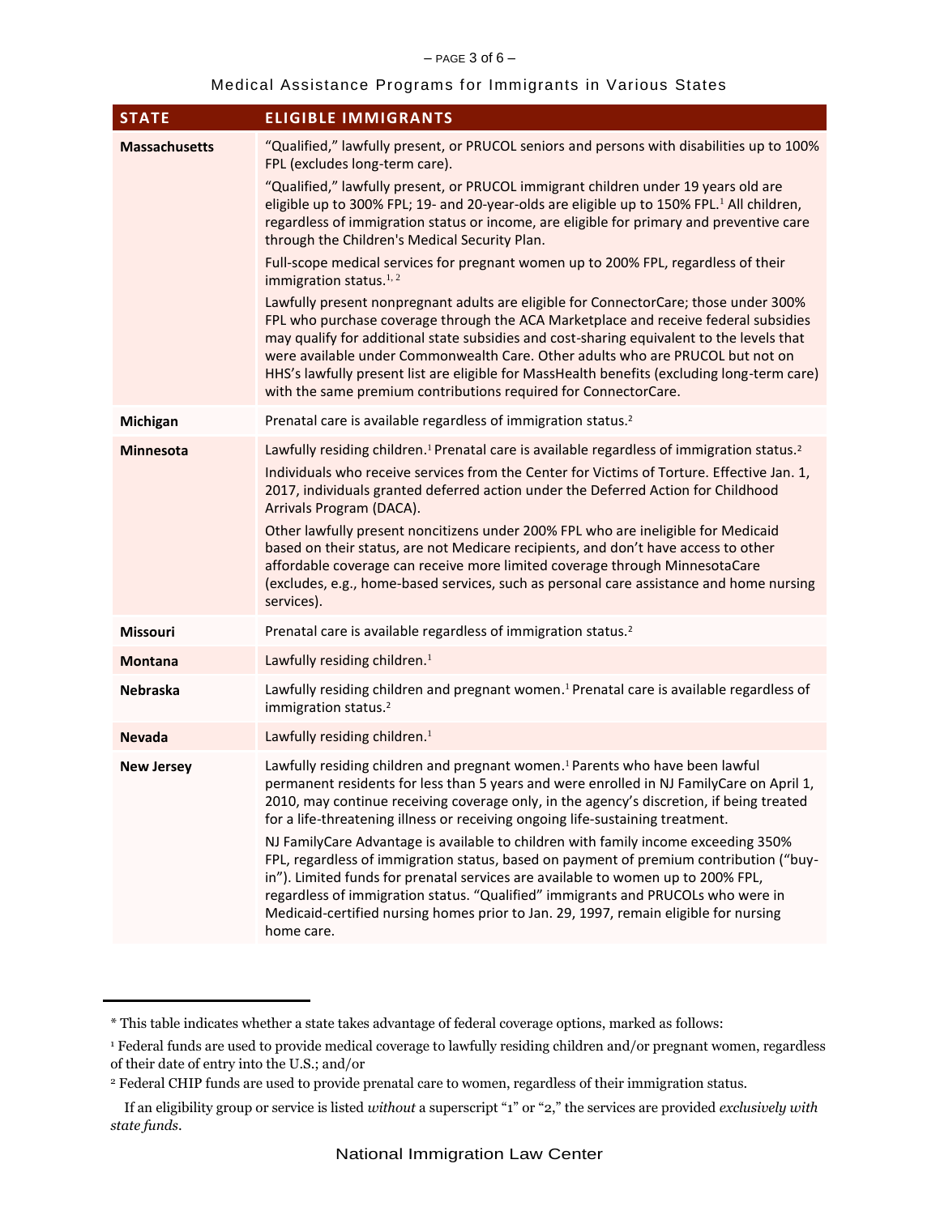Medical Assistance Programs for Immigrants in Various States

| STATE | ELIGIBLE IMMIGRANTS |
|---|---|
| **Massachusetts** | "Qualified," lawfully present, or PRUCOL seniors and persons with disabilities up to 100% FPL (excludes long-term care).<br><br>"Qualified," lawfully present, or PRUCOL immigrant children under 19 years old are eligible up to 300% FPL; 19- and 20-year-olds are eligible up to 150% FPL.[1] All children, regardless of immigration status or income, are eligible for primary and preventive care through the Children's Medical Security Plan.<br><br>Full-scope medical services for pregnant women up to 200% FPL, regardless of their immigration status.[1, 2]<br><br>Lawfully present nonpregnant adults are eligible for ConnectorCare; those under 300% FPL who purchase coverage through the ACA Marketplace and receive federal subsidies may qualify for additional state subsidies and cost-sharing equivalent to the levels that were available under Commonwealth Care. Other adults who are PRUCOL but not on HHS's lawfully present list are eligible for MassHealth benefits (excluding long-term care) with the same premium contributions required for ConnectorCare. |
| **Michigan** | Prenatal care is available regardless of immigration status.[2] |
| **Minnesota** | Lawfully residing children.[1] Prenatal care is available regardless of immigration status.[2]<br><br>Individuals who receive services from the Center for Victims of Torture. Effective Jan. 1, 2017, individuals granted deferred action under the Deferred Action for Childhood Arrivals Program (DACA).<br><br>Other lawfully present noncitizens under 200% FPL who are ineligible for Medicaid based on their status, are not Medicare recipients, and don't have access to other affordable coverage can receive more limited coverage through MinnesotaCare (excludes, e.g., home-based services, such as personal care assistance and home nursing services). |
| **Missouri** | Prenatal care is available regardless of immigration status.[2] |
| **Montana** | Lawfully residing children.[1] |
| **Nebraska** | Lawfully residing children and pregnant women.[1] Prenatal care is available regardless of immigration status.[2] |
| **Nevada** | Lawfully residing children.[1] |
| **New Jersey** | Lawfully residing children and pregnant women.[1] Parents who have been lawful permanent residents for less than 5 years and were enrolled in NJ FamilyCare on April 1, 2010, may continue receiving coverage only, in the agency's discretion, if being treated for a life-threatening illness or receiving ongoing life-sustaining treatment.<br><br>NJ FamilyCare Advantage is available to children with family income exceeding 350% FPL, regardless of immigration status, based on payment of premium contribution ("buy-in"). Limited funds for prenatal services are available to women up to 200% FPL, regardless of immigration status. "Qualified" immigrants and PRUCOLs who were in Medicaid-certified nursing homes prior to Jan. 29, 1997, remain eligible for nursing home care. |

\* This table indicates whether a state takes advantage of federal coverage options, marked as follows:

[1] Federal funds are used to provide medical coverage to lawfully residing children and/or pregnant women, regardless of their date of entry into the U.S.; and/or

[2] Federal CHIP funds are used to provide prenatal care to women, regardless of their immigration status.

If an eligibility group or service is listed *without* a superscript "1" or "2," the services are provided *exclusively with state funds*.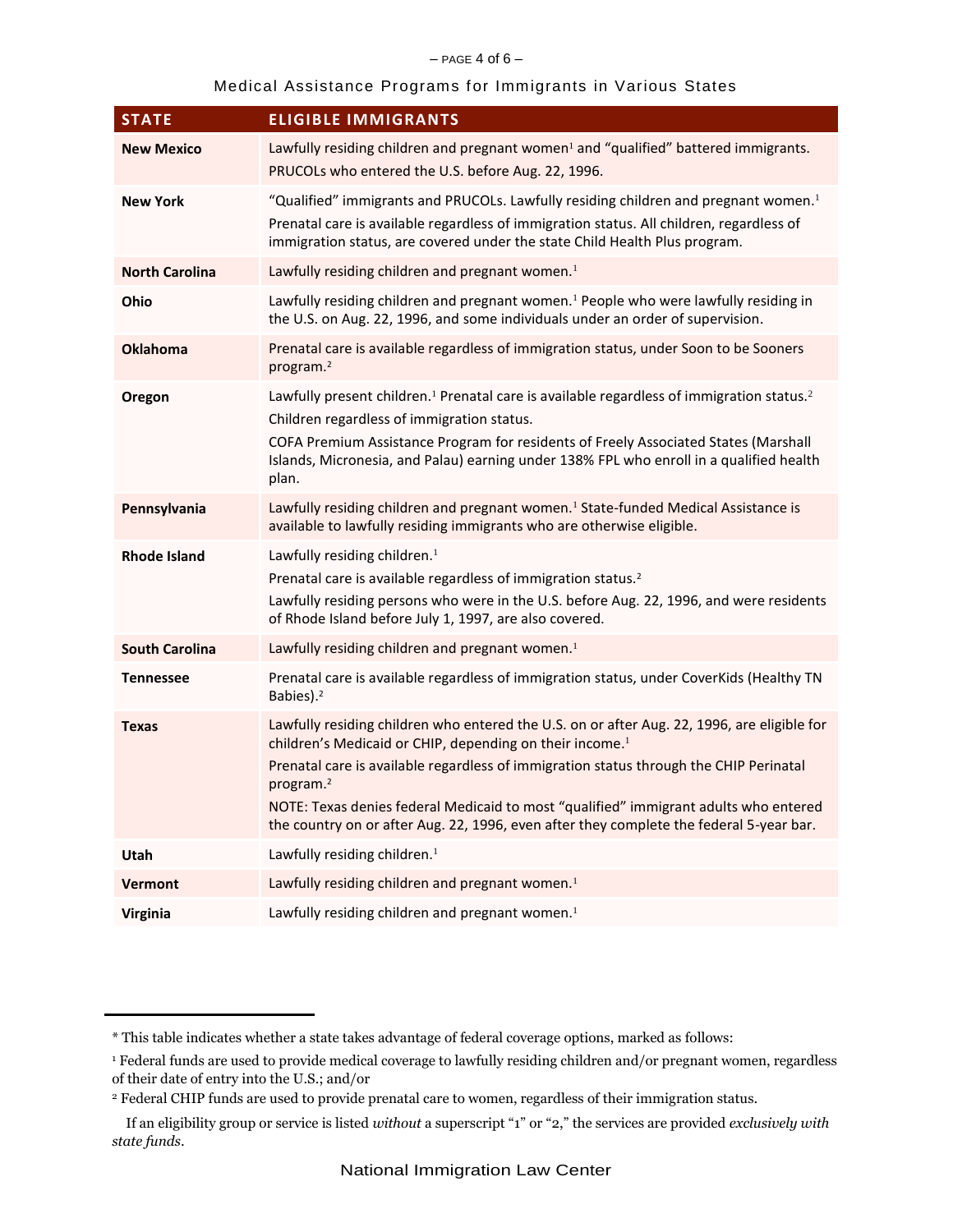Medical Assistance Programs for Immigrants in Various States

| STATE | ELIGIBLE IMMIGRANTS |
|---|---|
| **New Mexico** | Lawfully residing children and pregnant women[1] and "qualified" battered immigrants. PRUCOLs who entered the U.S. before Aug. 22, 1996. |
| **New York** | "Qualified" immigrants and PRUCOLs. Lawfully residing children and pregnant women.[1] Prenatal care is available regardless of immigration status. All children, regardless of immigration status, are covered under the state Child Health Plus program. |
| **North Carolina** | Lawfully residing children and pregnant women.[1] |
| **Ohio** | Lawfully residing children and pregnant women.[1] People who were lawfully residing in the U.S. on Aug. 22, 1996, and some individuals under an order of supervision. |
| **Oklahoma** | Prenatal care is available regardless of immigration status, under Soon to be Sooners program.[2] |
| **Oregon** | Lawfully present children.[1] Prenatal care is available regardless of immigration status.[2] Children regardless of immigration status. COFA Premium Assistance Program for residents of Freely Associated States (Marshall Islands, Micronesia, and Palau) earning under 138% FPL who enroll in a qualified health plan. |
| **Pennsylvania** | Lawfully residing children and pregnant women.[1] State-funded Medical Assistance is available to lawfully residing immigrants who are otherwise eligible. |
| **Rhode Island** | Lawfully residing children.[1] Prenatal care is available regardless of immigration status.[2] Lawfully residing persons who were in the U.S. before Aug. 22, 1996, and were residents of Rhode Island before July 1, 1997, are also covered. |
| **South Carolina** | Lawfully residing children and pregnant women.[1] |
| **Tennessee** | Prenatal care is available regardless of immigration status, under CoverKids (Healthy TN Babies).[2] |
| **Texas** | Lawfully residing children who entered the U.S. on or after Aug. 22, 1996, are eligible for children's Medicaid or CHIP, depending on their income.[1] Prenatal care is available regardless of immigration status through the CHIP Perinatal program.[2] NOTE: Texas denies federal Medicaid to most "qualified" immigrant adults who entered the country on or after Aug. 22, 1996, even after they complete the federal 5-year bar. |
| **Utah** | Lawfully residing children.[1] |
| **Vermont** | Lawfully residing children and pregnant women.[1] |
| **Virginia** | Lawfully residing children and pregnant women.[1] |

---

* This table indicates whether a state takes advantage of federal coverage options, marked as follows:

[1] Federal funds are used to provide medical coverage to lawfully residing children and/or pregnant women, regardless of their date of entry into the U.S.; and/or

[2] Federal CHIP funds are used to provide prenatal care to women, regardless of their immigration status.

If an eligibility group or service is listed *without* a superscript "1" or "2," the services are provided *exclusively with state funds*.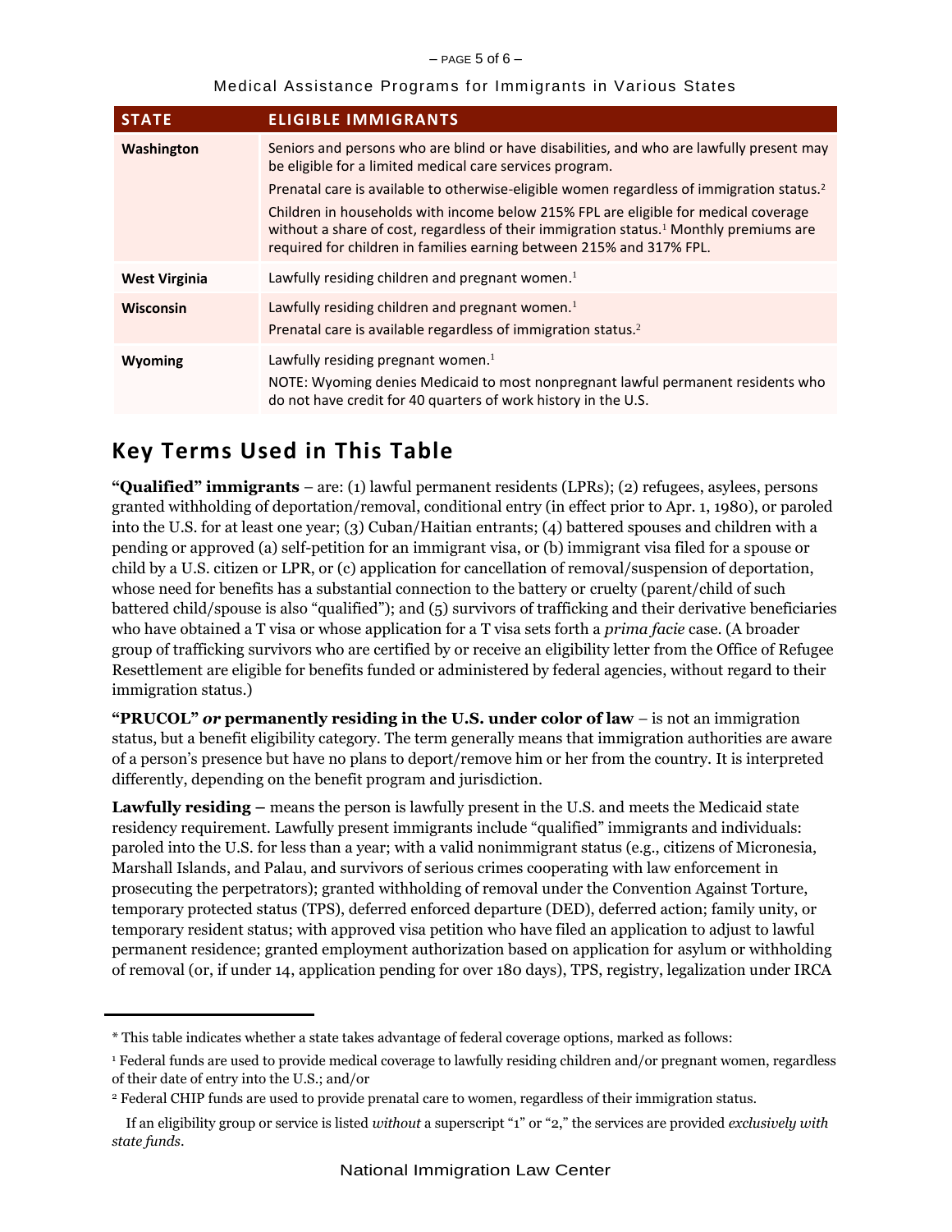Medical Assistance Programs for Immigrants in Various States

| STATE | ELIGIBLE IMMIGRANTS |
| --- | --- |
| **Washington** | Seniors and persons who are blind or have disabilities, and who are lawfully present may be eligible for a limited medical care services program.<br>Prenatal care is available to otherwise-eligible women regardless of immigration status.[2]<br>Children in households with income below 215% FPL are eligible for medical coverage without a share of cost, regardless of their immigration status.[1] Monthly premiums are required for children in families earning between 215% and 317% FPL. |
| **West Virginia** | Lawfully residing children and pregnant women.[1] |
| **Wisconsin** | Lawfully residing children and pregnant women.[1]<br>Prenatal care is available regardless of immigration status.[2] |
| **Wyoming** | Lawfully residing pregnant women.[1]<br>NOTE: Wyoming denies Medicaid to most nonpregnant lawful permanent residents who do not have credit for 40 quarters of work history in the U.S. |

## Key Terms Used in This Table

**"Qualified" immigrants** – are: (1) lawful permanent residents (LPRs); (2) refugees, asylees, persons granted withholding of deportation/removal, conditional entry (in effect prior to Apr. 1, 1980), or paroled into the U.S. for at least one year; (3) Cuban/Haitian entrants; (4) battered spouses and children with a pending or approved (a) self-petition for an immigrant visa, or (b) immigrant visa filed for a spouse or child by a U.S. citizen or LPR, or (c) application for cancellation of removal/suspension of deportation, whose need for benefits has a substantial connection to the battery or cruelty (parent/child of such battered child/spouse is also "qualified"); and (5) survivors of trafficking and their derivative beneficiaries who have obtained a T visa or whose application for a T visa sets forth a *prima facie* case. (A broader group of trafficking survivors who are certified by or receive an eligibility letter from the Office of Refugee Resettlement are eligible for benefits funded or administered by federal agencies, without regard to their immigration status.)

**"PRUCOL" *or* permanently residing in the U.S. under color of law** – is not an immigration status, but a benefit eligibility category. The term generally means that immigration authorities are aware of a person's presence but have no plans to deport/remove him or her from the country. It is interpreted differently, depending on the benefit program and jurisdiction.

**Lawfully residing –** means the person is lawfully present in the U.S. and meets the Medicaid state residency requirement. Lawfully present immigrants include "qualified" immigrants and individuals: paroled into the U.S. for less than a year; with a valid nonimmigrant status (e.g., citizens of Micronesia, Marshall Islands, and Palau, and survivors of serious crimes cooperating with law enforcement in prosecuting the perpetrators); granted withholding of removal under the Convention Against Torture, temporary protected status (TPS), deferred enforced departure (DED), deferred action; family unity, or temporary resident status; with approved visa petition who have filed an application to adjust to lawful permanent residence; granted employment authorization based on application for asylum or withholding of removal (or, if under 14, application pending for over 180 days), TPS, registry, legalization under IRCA

---

\* This table indicates whether a state takes advantage of federal coverage options, marked as follows:

[1] Federal funds are used to provide medical coverage to lawfully residing children and/or pregnant women, regardless of their date of entry into the U.S.; and/or

[2] Federal CHIP funds are used to provide prenatal care to women, regardless of their immigration status.

If an eligibility group or service is listed *without* a superscript "1" or "2," the services are provided *exclusively with state funds*.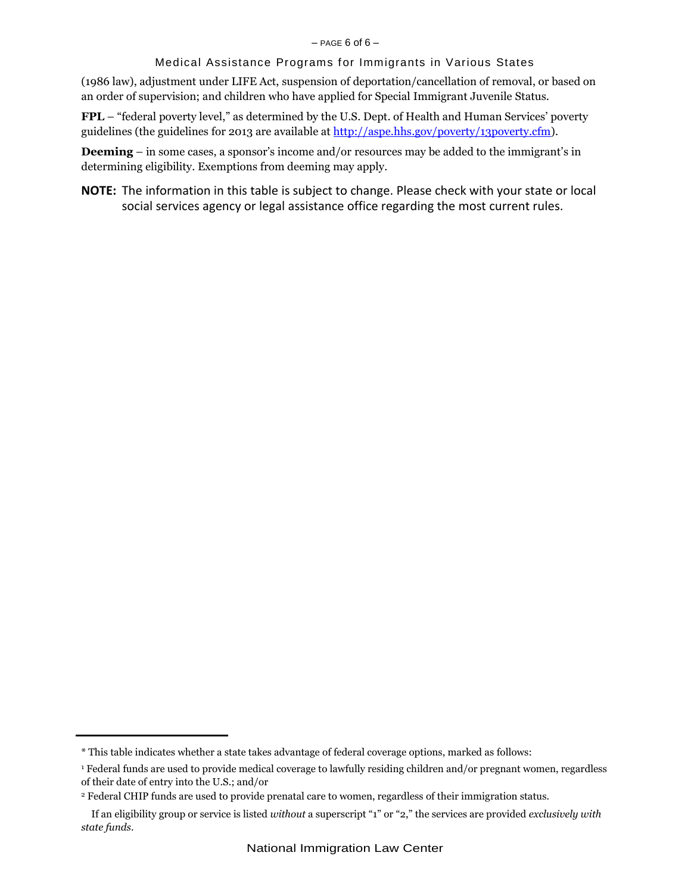(1986 law), adjustment under LIFE Act, suspension of deportation/cancellation of removal, or based on an order of supervision; and children who have applied for Special Immigrant Juvenile Status.

**FPL** – "federal poverty level," as determined by the U.S. Dept. of Health and Human Services' poverty guidelines (the guidelines for 2013 are available at [http://aspe.hhs.gov/poverty/13poverty.cfm](http://aspe.hhs.gov/poverty/13poverty.cfm)).

**Deeming** – in some cases, a sponsor's income and/or resources may be added to the immigrant's in determining eligibility. Exemptions from deeming may apply.

**NOTE:** The information in this table is subject to change. Please check with your state or local social services agency or legal assistance office regarding the most current rules.

---

* This table indicates whether a state takes advantage of federal coverage options, marked as follows:

[1] Federal funds are used to provide medical coverage to lawfully residing children and/or pregnant women, regardless of their date of entry into the U.S.; and/or

[2] Federal CHIP funds are used to provide prenatal care to women, regardless of their immigration status.

If an eligibility group or service is listed *without* a superscript "1" or "2," the services are provided *exclusively with state funds*.